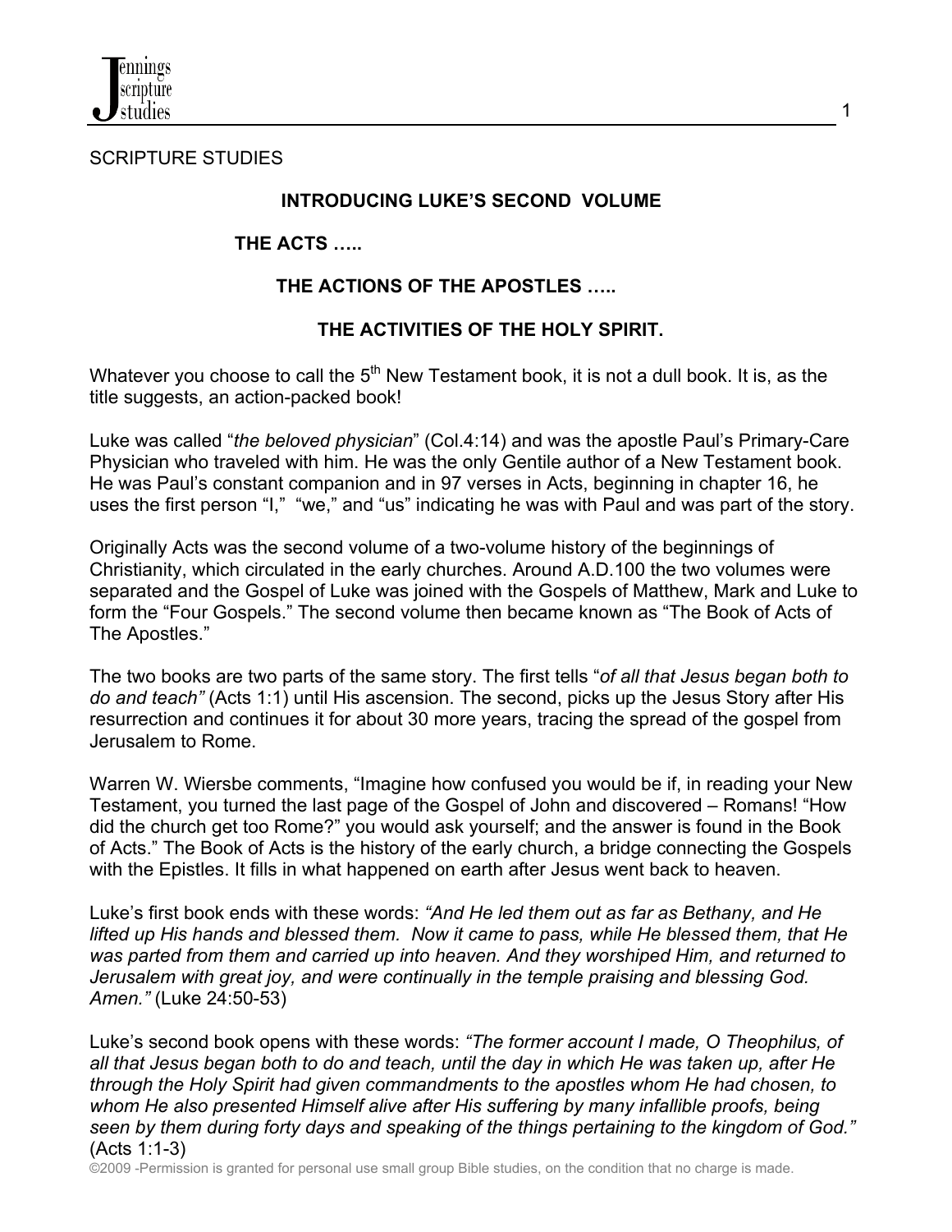SCRIPTURE STUDIES

## INTRODUCING LUKE'S SECOND VOLUME

### THE ACTS …..

### THE ACTIONS OF THE APOSTLES …..

### THE ACTIVITIES OF THE HOLY SPIRIT.

Whatever you choose to call the 5th New Testament book, it is not a dull book. It is, as the title suggests, an action-packed book!

Luke was called "*the beloved physician*" (Col.4:14) and was the apostle Paul's Primary-Care Physician who traveled with him. He was the only Gentile author of a New Testament book. He was Paul's constant companion and in 97 verses in Acts, beginning in chapter 16, he uses the first person "I," "we," and "us" indicating he was with Paul and was part of the story.

Originally Acts was the second volume of a two-volume history of the beginnings of Christianity, which circulated in the early churches. Around A.D.100 the two volumes were separated and the Gospel of Luke was joined with the Gospels of Matthew, Mark and Luke to form the "Four Gospels." The second volume then became known as "The Book of Acts of The Apostles."

The two books are two parts of the same story. The first tells "*of all that Jesus began both to do and teach"* (Acts 1:1) until His ascension. The second, picks up the Jesus Story after His resurrection and continues it for about 30 more years, tracing the spread of the gospel from Jerusalem to Rome.

Warren W. Wiersbe comments, "Imagine how confused you would be if, in reading your New Testament, you turned the last page of the Gospel of John and discovered – Romans! "How did the church get too Rome?" you would ask yourself; and the answer is found in the Book of Acts." The Book of Acts is the history of the early church, a bridge connecting the Gospels with the Epistles. It fills in what happened on earth after Jesus went back to heaven.

Luke's first book ends with these words: *"And He led them out as far as Bethany, and He lifted up His hands and blessed them. Now it came to pass, while He blessed them, that He was parted from them and carried up into heaven. And they worshiped Him, and returned to Jerusalem with great joy, and were continually in the temple praising and blessing God. Amen."* (Luke 24:50-53)

Luke's second book opens with these words: *"The former account I made, O Theophilus, of all that Jesus began both to do and teach, until the day in which He was taken up, after He through the Holy Spirit had given commandments to the apostles whom He had chosen, to whom He also presented Himself alive after His suffering by many infallible proofs, being seen by them during forty days and speaking of the things pertaining to the kingdom of God."* (Acts 1:1-3)

©2009 -Permission is granted for personal use small group Bible studies, on the condition that no charge is made.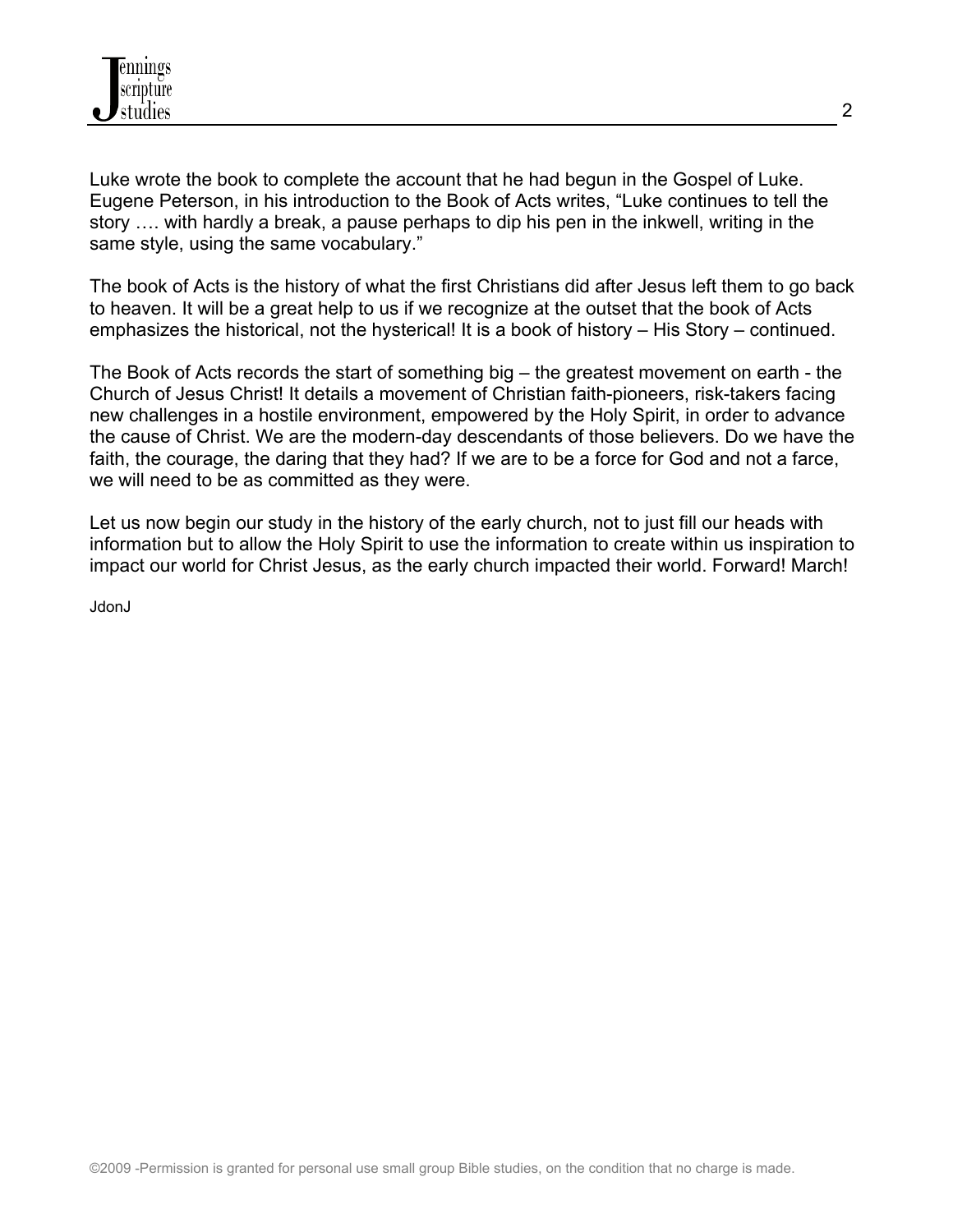Luke wrote the book to complete the account that he had begun in the Gospel of Luke. Eugene Peterson, in his introduction to the Book of Acts writes, "Luke continues to tell the story …. with hardly a break, a pause perhaps to dip his pen in the inkwell, writing in the same style, using the same vocabulary."

The book of Acts is the history of what the first Christians did after Jesus left them to go back to heaven. It will be a great help to us if we recognize at the outset that the book of Acts emphasizes the historical, not the hysterical! It is a book of history – His Story – continued.

The Book of Acts records the start of something big – the greatest movement on earth - the Church of Jesus Christ! It details a movement of Christian faith-pioneers, risk-takers facing new challenges in a hostile environment, empowered by the Holy Spirit, in order to advance the cause of Christ. We are the modern-day descendants of those believers. Do we have the faith, the courage, the daring that they had? If we are to be a force for God and not a farce, we will need to be as committed as they were.

Let us now begin our study in the history of the early church, not to just fill our heads with information but to allow the Holy Spirit to use the information to create within us inspiration to impact our world for Christ Jesus, as the early church impacted their world. Forward! March!

JdonJ